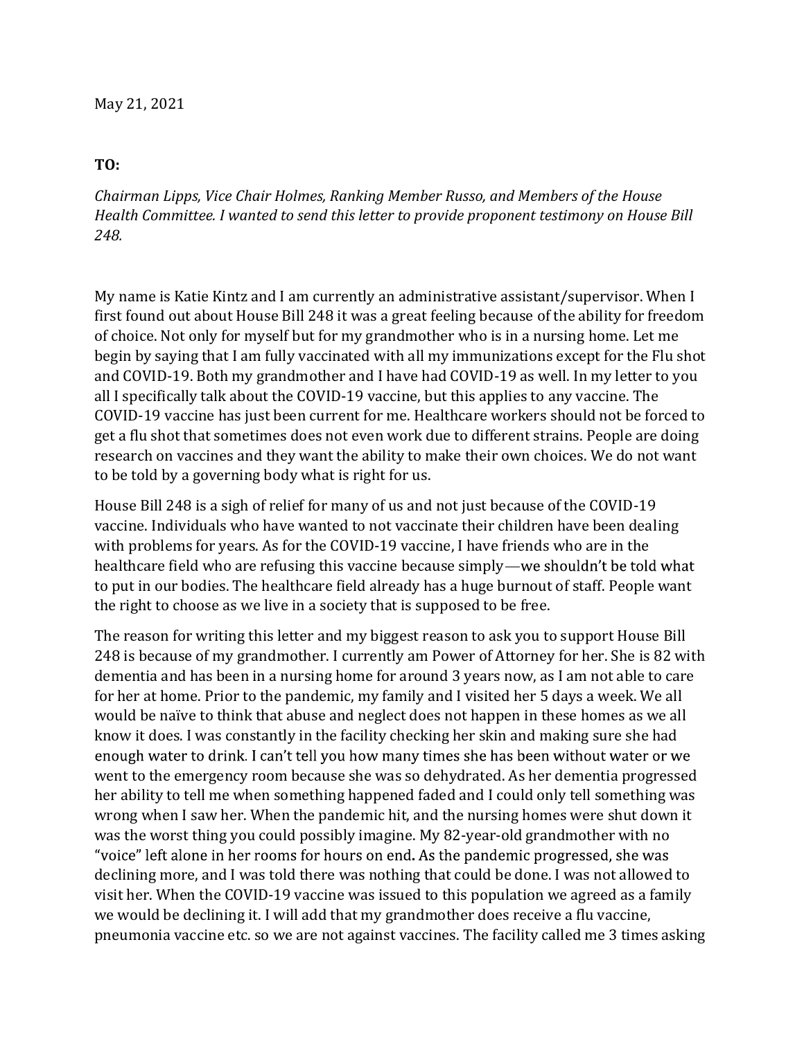May 21, 2021

**TO:**

*Chairman Lipps, Vice Chair Holmes, Ranking Member Russo, and Members of the House Health Committee. I wanted to send this letter to provide proponent testimony on House Bill 248.*

My name is Katie Kintz and I am currently an administrative assistant/supervisor. When I first found out about House Bill 248 it was a great feeling because of the ability for freedom of choice. Not only for myself but for my grandmother who is in a nursing home. Let me begin by saying that I am fully vaccinated with all my immunizations except for the Flu shot and COVID-19. Both my grandmother and I have had COVID-19 as well. In my letter to you all I specifically talk about the COVID-19 vaccine, but this applies to any vaccine. The COVID-19 vaccine has just been current for me. Healthcare workers should not be forced to get a flu shot that sometimes does not even work due to different strains. People are doing research on vaccines and they want the ability to make their own choices. We do not want to be told by a governing body what is right for us.

House Bill 248 is a sigh of relief for many of us and not just because of the COVID-19 vaccine. Individuals who have wanted to not vaccinate their children have been dealing with problems for years. As for the COVID-19 vaccine, I have friends who are in the healthcare field who are refusing this vaccine because simply—we shouldn't be told what to put in our bodies. The healthcare field already has a huge burnout of staff. People want the right to choose as we live in a society that is supposed to be free.

The reason for writing this letter and my biggest reason to ask you to support House Bill 248 is because of my grandmother. I currently am Power of Attorney for her. She is 82 with dementia and has been in a nursing home for around 3 years now, as I am not able to care for her at home. Prior to the pandemic, my family and I visited her 5 days a week. We all would be naïve to think that abuse and neglect does not happen in these homes as we all know it does. I was constantly in the facility checking her skin and making sure she had enough water to drink. I can't tell you how many times she has been without water or we went to the emergency room because she was so dehydrated. As her dementia progressed her ability to tell me when something happened faded and I could only tell something was wrong when I saw her. When the pandemic hit, and the nursing homes were shut down it was the worst thing you could possibly imagine. My 82-year-old grandmother with no "voice" left alone in her rooms for hours on end. As the pandemic progressed, she was declining more, and I was told there was nothing that could be done. I was not allowed to visit her. When the COVID-19 vaccine was issued to this population we agreed as a family we would be declining it. I will add that my grandmother does receive a flu vaccine, pneumonia vaccine etc. so we are not against vaccines. The facility called me 3 times asking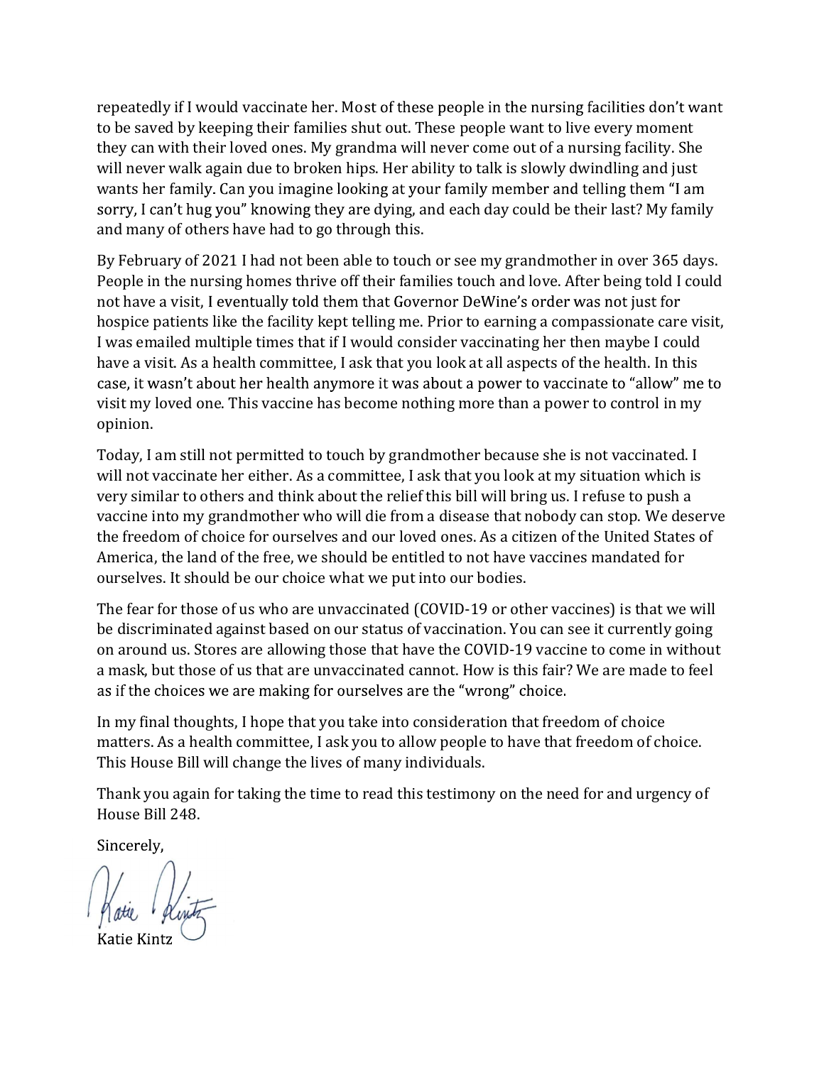repeatedly if I would vaccinate her. Most of these people in the nursing facilities don't want to be saved by keeping their families shut out. These people want to live every moment they can with their loved ones. My grandma will never come out of a nursing facility. She will never walk again due to broken hips. Her ability to talk is slowly dwindling and just wants her family. Can you imagine looking at your family member and telling them "I am sorry, I can't hug you" knowing they are dying, and each day could be their last? My family and many of others have had to go through this.

By February of 2021 I had not been able to touch or see my grandmother in over 365 days. People in the nursing homes thrive off their families touch and love. After being told I could not have a visit, I eventually told them that Governor DeWine's order was not just for hospice patients like the facility kept telling me. Prior to earning a compassionate care visit, I was emailed multiple times that if I would consider vaccinating her then maybe I could have a visit. As a health committee, I ask that you look at all aspects of the health. In this case, it wasn't about her health anymore it was about a power to vaccinate to "allow" me to visit my loved one. This vaccine has become nothing more than a power to control in my opinion.

Today, I am still not permitted to touch by grandmother because she is not vaccinated. I will not vaccinate her either. As a committee, I ask that you look at my situation which is very similar to others and think about the relief this bill will bring us. I refuse to push a vaccine into my grandmother who will die from a disease that nobody can stop. We deserve the freedom of choice for ourselves and our loved ones. As a citizen of the United States of America, the land of the free, we should be entitled to not have vaccines mandated for ourselves. It should be our choice what we put into our bodies.

The fear for those of us who are unvaccinated (COVID-19 or other vaccines) is that we will be discriminated against based on our status of vaccination. You can see it currently going on around us. Stores are allowing those that have the COVID-19 vaccine to come in without a mask, but those of us that are unvaccinated cannot. How is this fair? We are made to feel as if the choices we are making for ourselves are the "wrong" choice.

In my final thoughts, I hope that you take into consideration that freedom of choice matters. As a health committee, I ask you to allow people to have that freedom of choice. This House Bill will change the lives of many individuals.

Thank you again for taking the time to read this testimony on the need for and urgency of House Bill 248.

Sincerely,

Katie Kintz